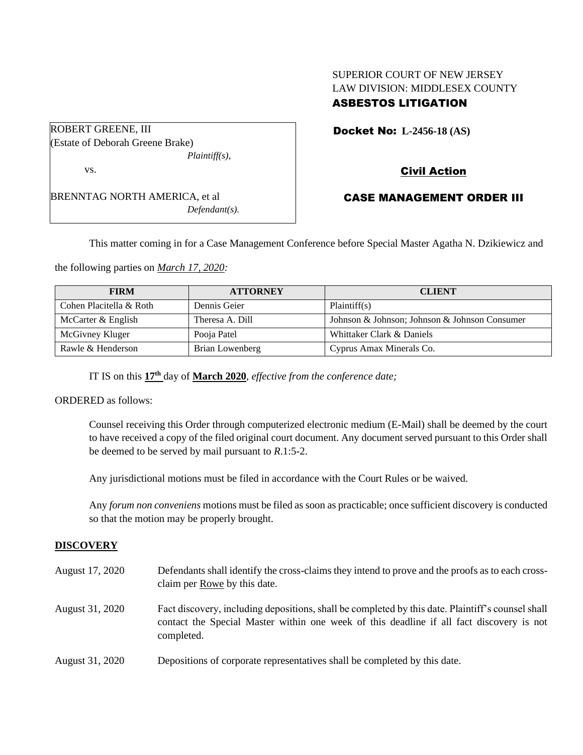SUPERIOR COURT OF NEW JERSEY
LAW DIVISION: MIDDLESEX COUNTY

**ASBESTOS LITIGATION**

ROBERT GREENE, III
(Estate of Deborah Greene Brake)
*Plaintiff(s),*

vs.

BRENNTAG NORTH AMERICA, et al
*Defendant(s).*

**Docket No: L-2456-18 (AS)**

**Civil Action**

**CASE MANAGEMENT ORDER III**

This matter coming in for a Case Management Conference before Special Master Agatha N. Dzikiewicz and the following parties on *March 17, 2020:*

| FIRM | ATTORNEY | CLIENT |
|---|---|---|
| Cohen Placitella & Roth | Dennis Geier | Plaintiff(s) |
| McCarter & English | Theresa A. Dill | Johnson & Johnson; Johnson & Johnson Consumer |
| McGivney Kluger | Pooja Patel | Whittaker Clark & Daniels |
| Rawle & Henderson | Brian Lowenberg | Cyprus Amax Minerals Co. |

IT IS on this **17th** day of **March 2020**, *effective from the conference date;*

ORDERED as follows:

Counsel receiving this Order through computerized electronic medium (E-Mail) shall be deemed by the court to have received a copy of the filed original court document. Any document served pursuant to this Order shall be deemed to be served by mail pursuant to *R*.1:5-2.

Any jurisdictional motions must be filed in accordance with the Court Rules or be waived.

Any *forum non conveniens* motions must be filed as soon as practicable; once sufficient discovery is conducted so that the motion may be properly brought.

**DISCOVERY**

August 17, 2020 — Defendants shall identify the cross-claims they intend to prove and the proofs as to each cross-claim per Rowe by this date.

August 31, 2020 — Fact discovery, including depositions, shall be completed by this date. Plaintiff's counsel shall contact the Special Master within one week of this deadline if all fact discovery is not completed.

August 31, 2020 — Depositions of corporate representatives shall be completed by this date.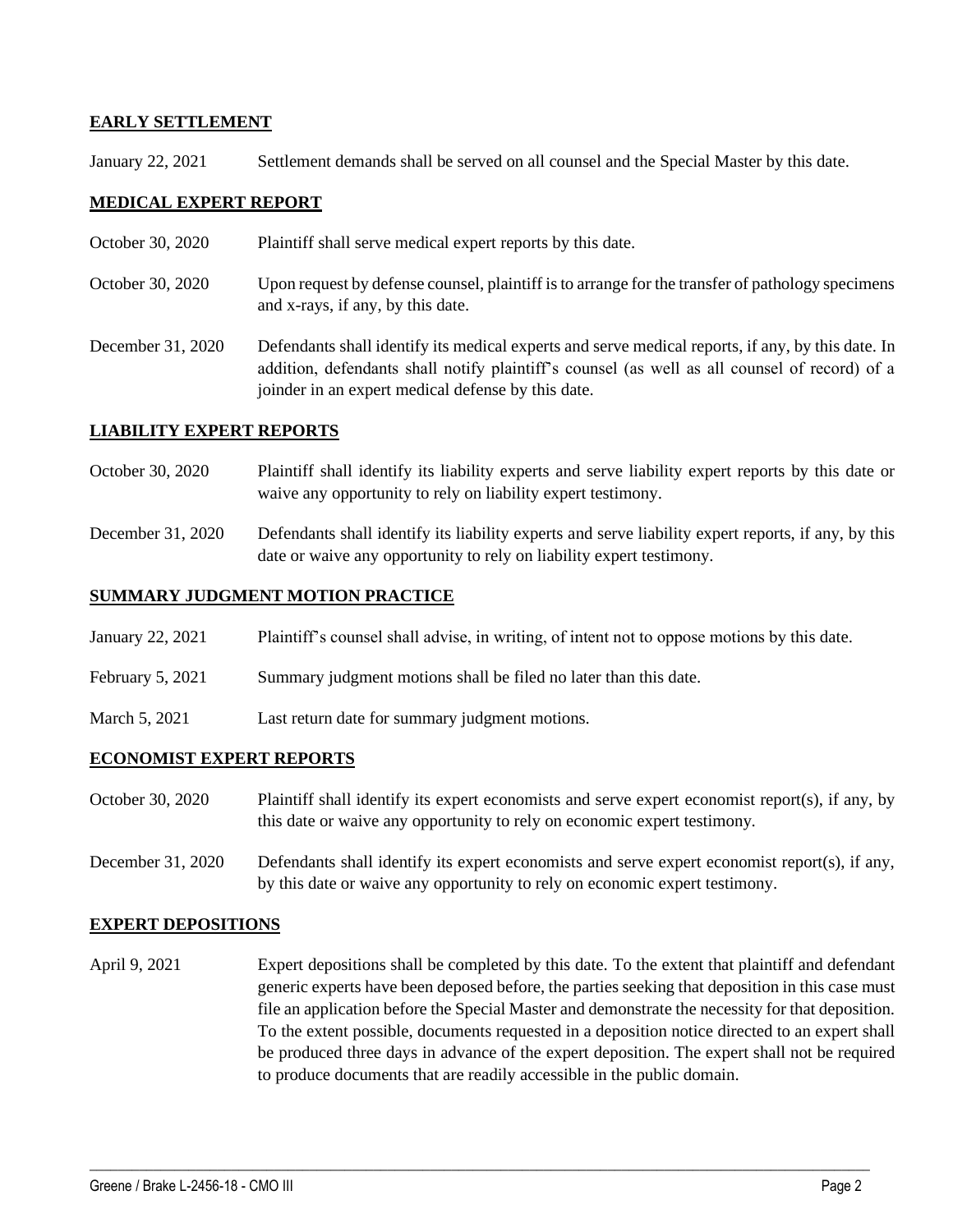## EARLY SETTLEMENT

| | |
|---|---|
| January 22, 2021 | Settlement demands shall be served on all counsel and the Special Master by this date. |

## MEDICAL EXPERT REPORT

| | |
|---|---|
| October 30, 2020 | Plaintiff shall serve medical expert reports by this date. |
| October 30, 2020 | Upon request by defense counsel, plaintiff is to arrange for the transfer of pathology specimens and x-rays, if any, by this date. |
| December 31, 2020 | Defendants shall identify its medical experts and serve medical reports, if any, by this date. In addition, defendants shall notify plaintiff's counsel (as well as all counsel of record) of a joinder in an expert medical defense by this date. |

## LIABILITY EXPERT REPORTS

| | |
|---|---|
| October 30, 2020 | Plaintiff shall identify its liability experts and serve liability expert reports by this date or waive any opportunity to rely on liability expert testimony. |
| December 31, 2020 | Defendants shall identify its liability experts and serve liability expert reports, if any, by this date or waive any opportunity to rely on liability expert testimony. |

## SUMMARY JUDGMENT MOTION PRACTICE

| | |
|---|---|
| January 22, 2021 | Plaintiff's counsel shall advise, in writing, of intent not to oppose motions by this date. |
| February 5, 2021 | Summary judgment motions shall be filed no later than this date. |
| March 5, 2021 | Last return date for summary judgment motions. |

## ECONOMIST EXPERT REPORTS

| | |
|---|---|
| October 30, 2020 | Plaintiff shall identify its expert economists and serve expert economist report(s), if any, by this date or waive any opportunity to rely on economic expert testimony. |
| December 31, 2020 | Defendants shall identify its expert economists and serve expert economist report(s), if any, by this date or waive any opportunity to rely on economic expert testimony. |

## EXPERT DEPOSITIONS

| | |
|---|---|
| April 9, 2021 | Expert depositions shall be completed by this date. To the extent that plaintiff and defendant generic experts have been deposed before, the parties seeking that deposition in this case must file an application before the Special Master and demonstrate the necessity for that deposition. To the extent possible, documents requested in a deposition notice directed to an expert shall be produced three days in advance of the expert deposition. The expert shall not be required to produce documents that are readily accessible in the public domain. |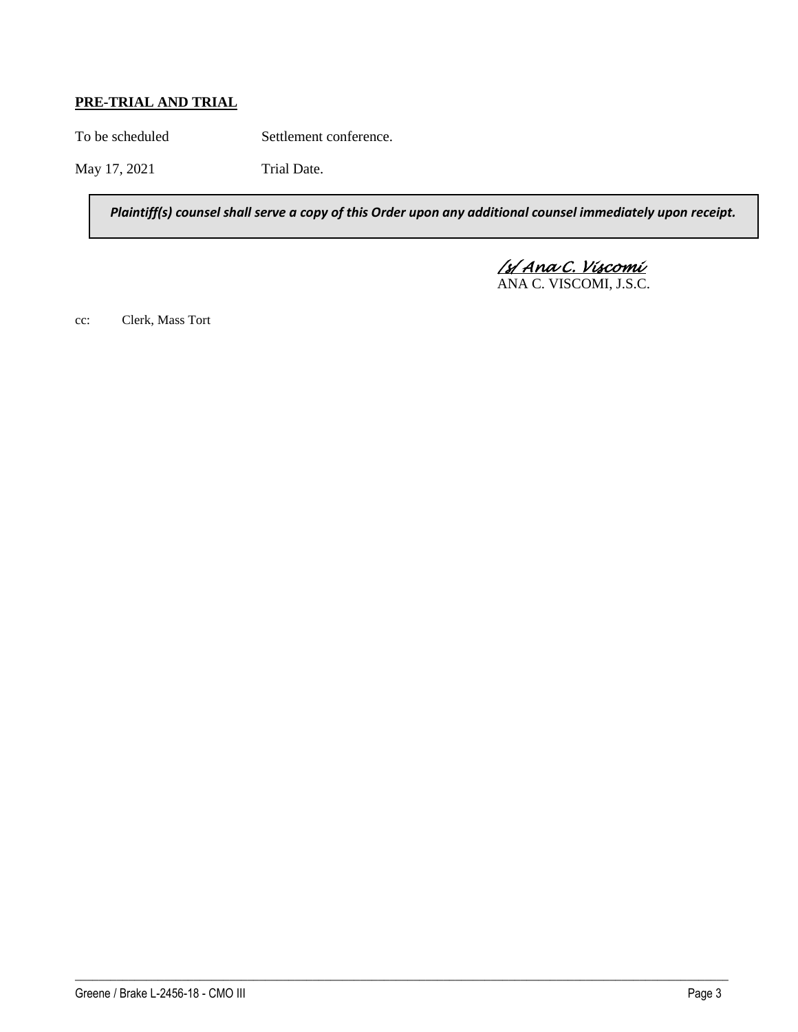**PRE-TRIAL AND TRIAL**

| | |
|---|---|
| To be scheduled | Settlement conference. |
| May 17, 2021 | Trial Date. |

***Plaintiff(s) counsel shall serve a copy of this Order upon any additional counsel immediately upon receipt.***

/s/ Ana C. Viscomi
ANA C. VISCOMI, J.S.C.

cc: Clerk, Mass Tort